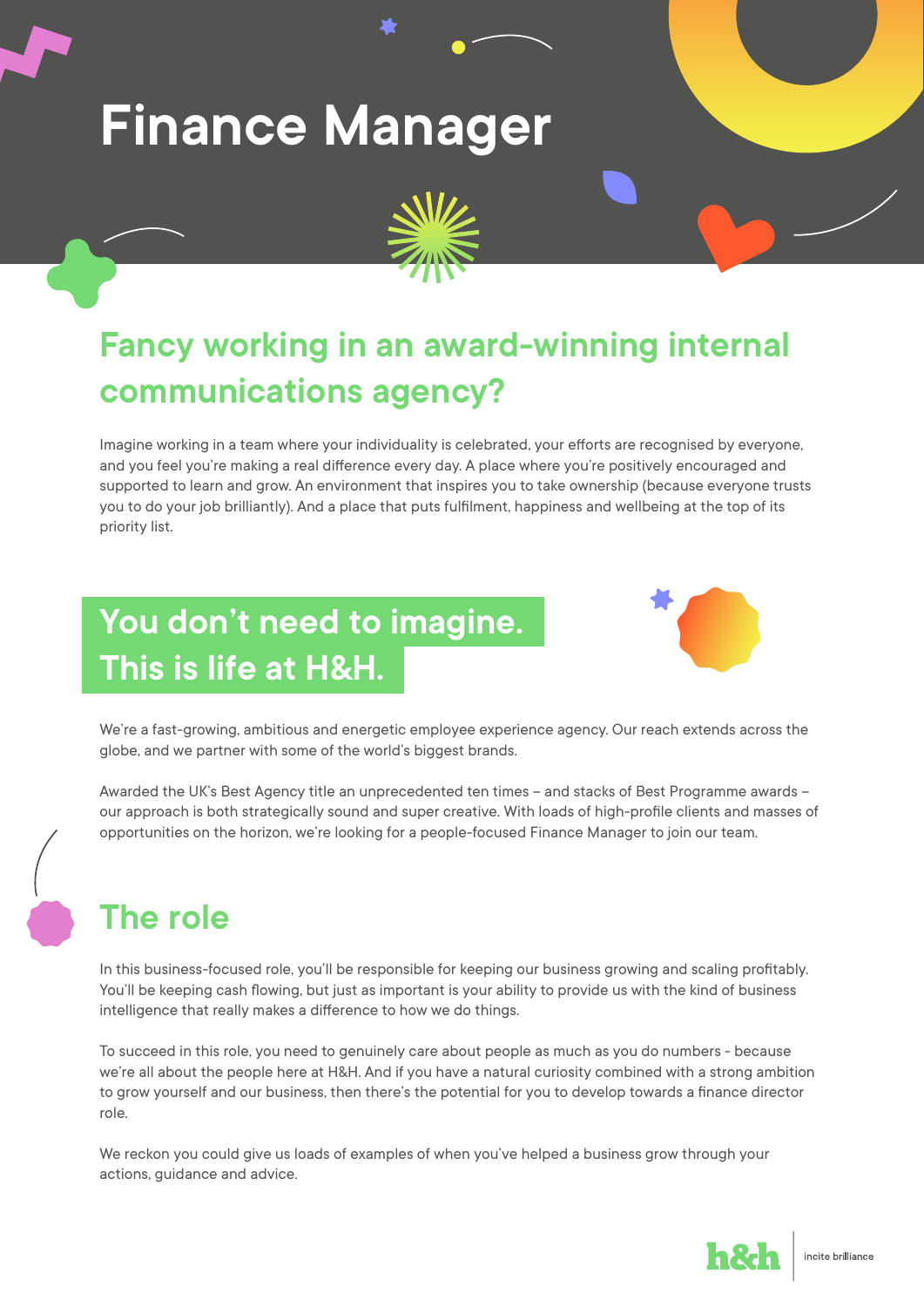# Finance Manager

## Fancy working in an award-winning internal communications agency?

Imagine working in a team where your individuality is celebrated, your efforts are recognised by everyone, and you feel you're making a real difference every day. A place where you're positively encouraged and supported to learn and grow. An environment that inspires you to take ownership (because everyone trusts you to do your job brilliantly). And a place that puts fulfilment, happiness and wellbeing at the top of its priority list.

## You don't need to imagine. This is life at H&H.

We're a fast-growing, ambitious and energetic employee experience agency. Our reach extends across the globe, and we partner with some of the world's biggest brands.

Awarded the UK's Best Agency title an unprecedented ten times – and stacks of Best Programme awards – our approach is both strategically sound and super creative. With loads of high-profile clients and masses of opportunities on the horizon, we're looking for a people-focused Finance Manager to join our team.

## The role

In this business-focused role, you'll be responsible for keeping our business growing and scaling profitably. You'll be keeping cash flowing, but just as important is your ability to provide us with the kind of business intelligence that really makes a difference to how we do things.

To succeed in this role, you need to genuinely care about people as much as you do numbers - because we're all about the people here at H&H. And if you have a natural curiosity combined with a strong ambition to grow yourself and our business, then there's the potential for you to develop towards a finance director role.

We reckon you could give us loads of examples of when you've helped a business grow through your actions, guidance and advice.

h&h | incite brilliance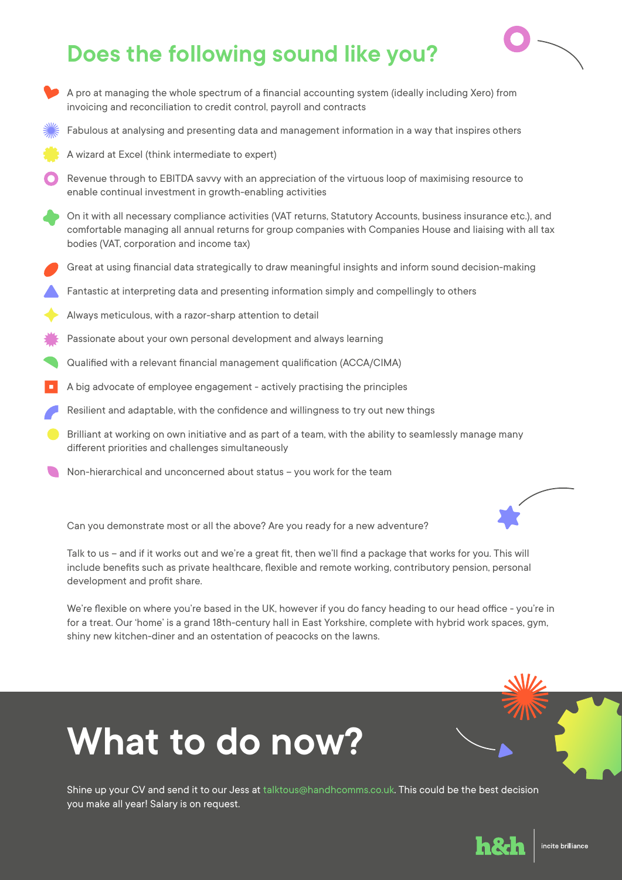## Does the following sound like you?

- A pro at managing the whole spectrum of a financial accounting system (ideally including Xero) from invoicing and reconciliation to credit control, payroll and contracts
- Fabulous at analysing and presenting data and management information in a way that inspires others
- A wizard at Excel (think intermediate to expert)
- Revenue through to EBITDA savvy with an appreciation of the virtuous loop of maximising resource to enable continual investment in growth-enabling activities
- On it with all necessary compliance activities (VAT returns, Statutory Accounts, business insurance etc.), and comfortable managing all annual returns for group companies with Companies House and liaising with all tax bodies (VAT, corporation and income tax)
- Great at using financial data strategically to draw meaningful insights and inform sound decision-making
- Fantastic at interpreting data and presenting information simply and compellingly to others
- Always meticulous, with a razor-sharp attention to detail
- Passionate about your own personal development and always learning
- Qualified with a relevant financial management qualification (ACCA/CIMA)
- A big advocate of employee engagement - actively practising the principles
- Resilient and adaptable, with the confidence and willingness to try out new things
- Brilliant at working on own initiative and as part of a team, with the ability to seamlessly manage many different priorities and challenges simultaneously
- Non-hierarchical and unconcerned about status – you work for the team

Can you demonstrate most or all the above? Are you ready for a new adventure?

Talk to us – and if it works out and we're a great fit, then we'll find a package that works for you. This will include benefits such as private healthcare, flexible and remote working, contributory pension, personal development and profit share.

We're flexible on where you're based in the UK, however if you do fancy heading to our head office - you're in for a treat. Our 'home' is a grand 18th-century hall in East Yorkshire, complete with hybrid work spaces, gym, shiny new kitchen-diner and an ostentation of peacocks on the lawns.

# What to do now?

Shine up your CV and send it to our Jess at talktous@handhcomms.co.uk. This could be the best decision you make all year! Salary is on request.

h&h | incite brilliance